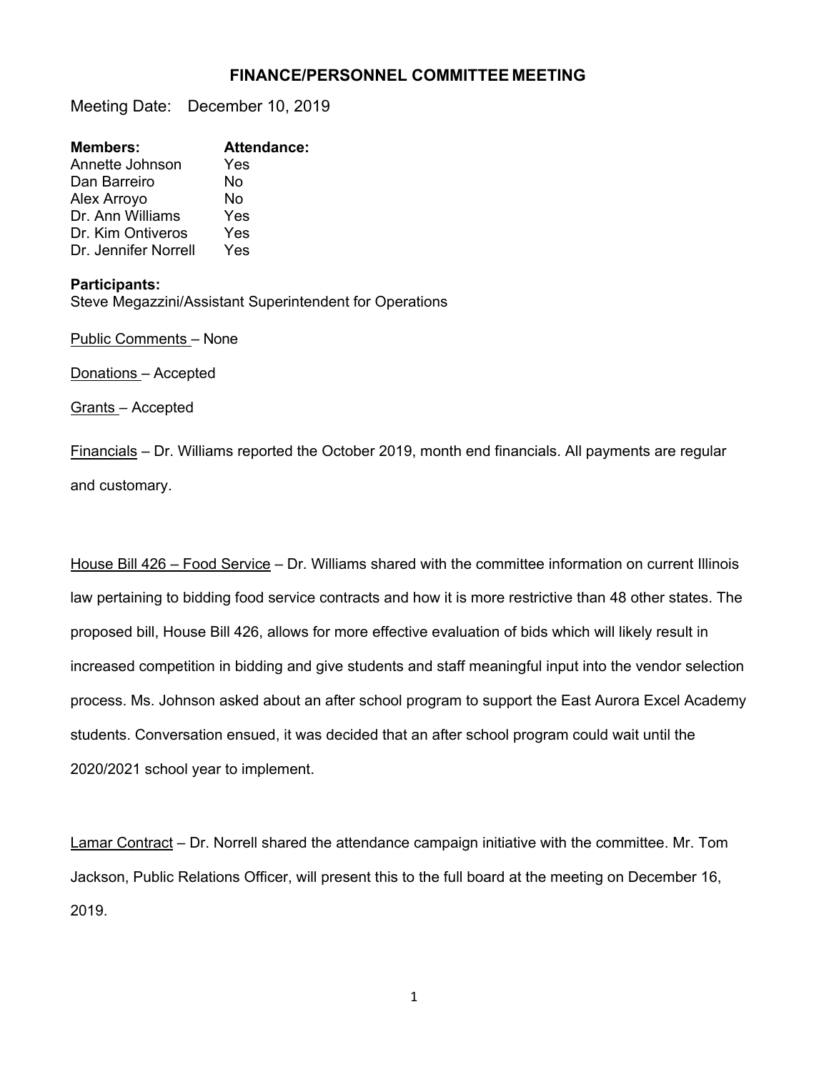# FINANCE/PERSONNEL COMMITTEE MEETING

Meeting Date: December 10, 2019

| **Members:** | **Attendance:** |
|---|---|
| Annette Johnson | Yes |
| Dan Barreiro | No |
| Alex Arroyo | No |
| Dr. Ann Williams | Yes |
| Dr. Kim Ontiveros | Yes |
| Dr. Jennifer Norrell | Yes |

**Participants:**
Steve Megazzini/Assistant Superintendent for Operations

Public Comments – None

Donations – Accepted

Grants – Accepted

Financials – Dr. Williams reported the October 2019, month end financials. All payments are regular and customary.

House Bill 426 – Food Service – Dr. Williams shared with the committee information on current Illinois law pertaining to bidding food service contracts and how it is more restrictive than 48 other states. The proposed bill, House Bill 426, allows for more effective evaluation of bids which will likely result in increased competition in bidding and give students and staff meaningful input into the vendor selection process. Ms. Johnson asked about an after school program to support the East Aurora Excel Academy students. Conversation ensued, it was decided that an after school program could wait until the 2020/2021 school year to implement.

Lamar Contract – Dr. Norrell shared the attendance campaign initiative with the committee. Mr. Tom Jackson, Public Relations Officer, will present this to the full board at the meeting on December 16, 2019.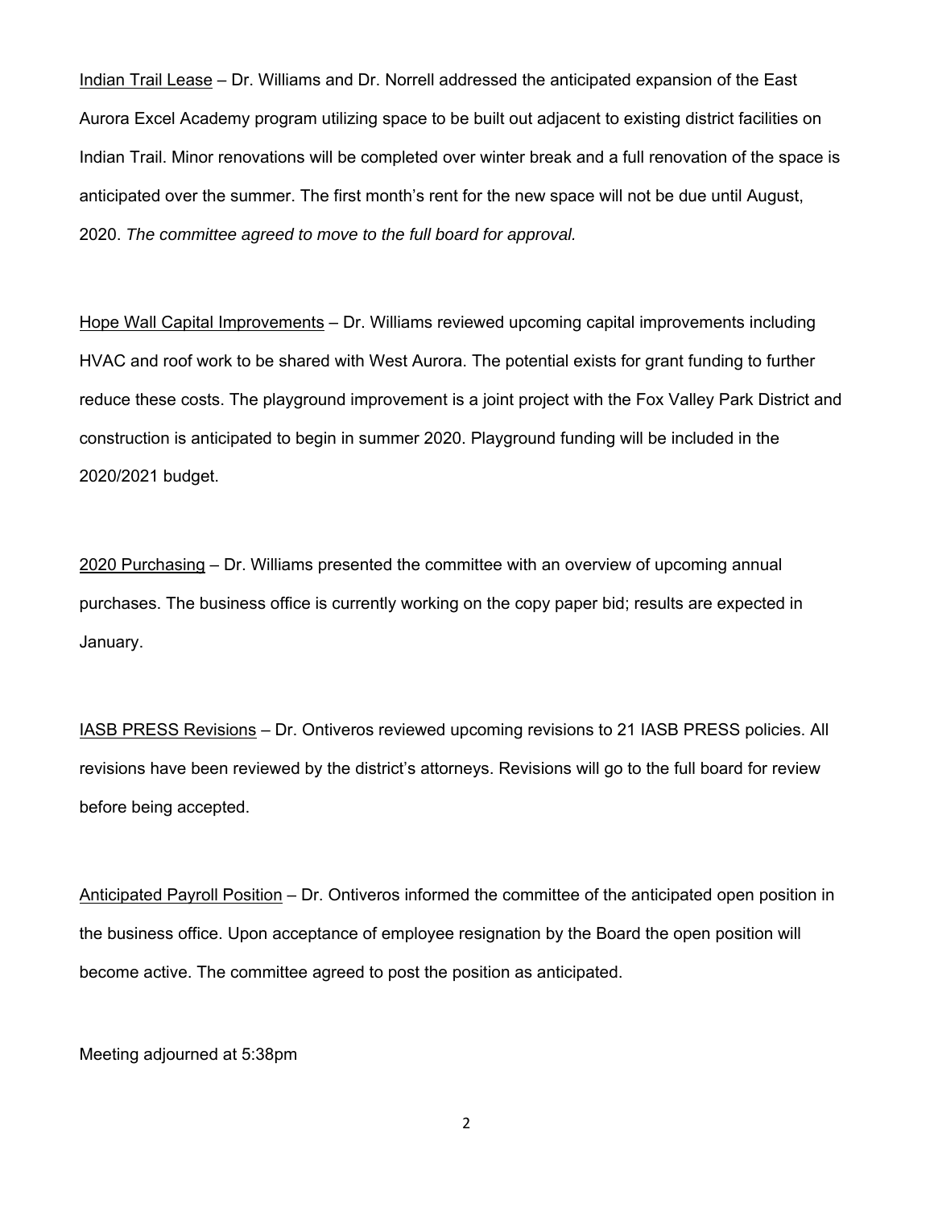Indian Trail Lease – Dr. Williams and Dr. Norrell addressed the anticipated expansion of the East Aurora Excel Academy program utilizing space to be built out adjacent to existing district facilities on Indian Trail. Minor renovations will be completed over winter break and a full renovation of the space is anticipated over the summer. The first month's rent for the new space will not be due until August, 2020. *The committee agreed to move to the full board for approval.*

Hope Wall Capital Improvements – Dr. Williams reviewed upcoming capital improvements including HVAC and roof work to be shared with West Aurora. The potential exists for grant funding to further reduce these costs. The playground improvement is a joint project with the Fox Valley Park District and construction is anticipated to begin in summer 2020. Playground funding will be included in the 2020/2021 budget.

2020 Purchasing – Dr. Williams presented the committee with an overview of upcoming annual purchases. The business office is currently working on the copy paper bid; results are expected in January.

IASB PRESS Revisions – Dr. Ontiveros reviewed upcoming revisions to 21 IASB PRESS policies. All revisions have been reviewed by the district's attorneys. Revisions will go to the full board for review before being accepted.

Anticipated Payroll Position – Dr. Ontiveros informed the committee of the anticipated open position in the business office. Upon acceptance of employee resignation by the Board the open position will become active. The committee agreed to post the position as anticipated.

Meeting adjourned at 5:38pm